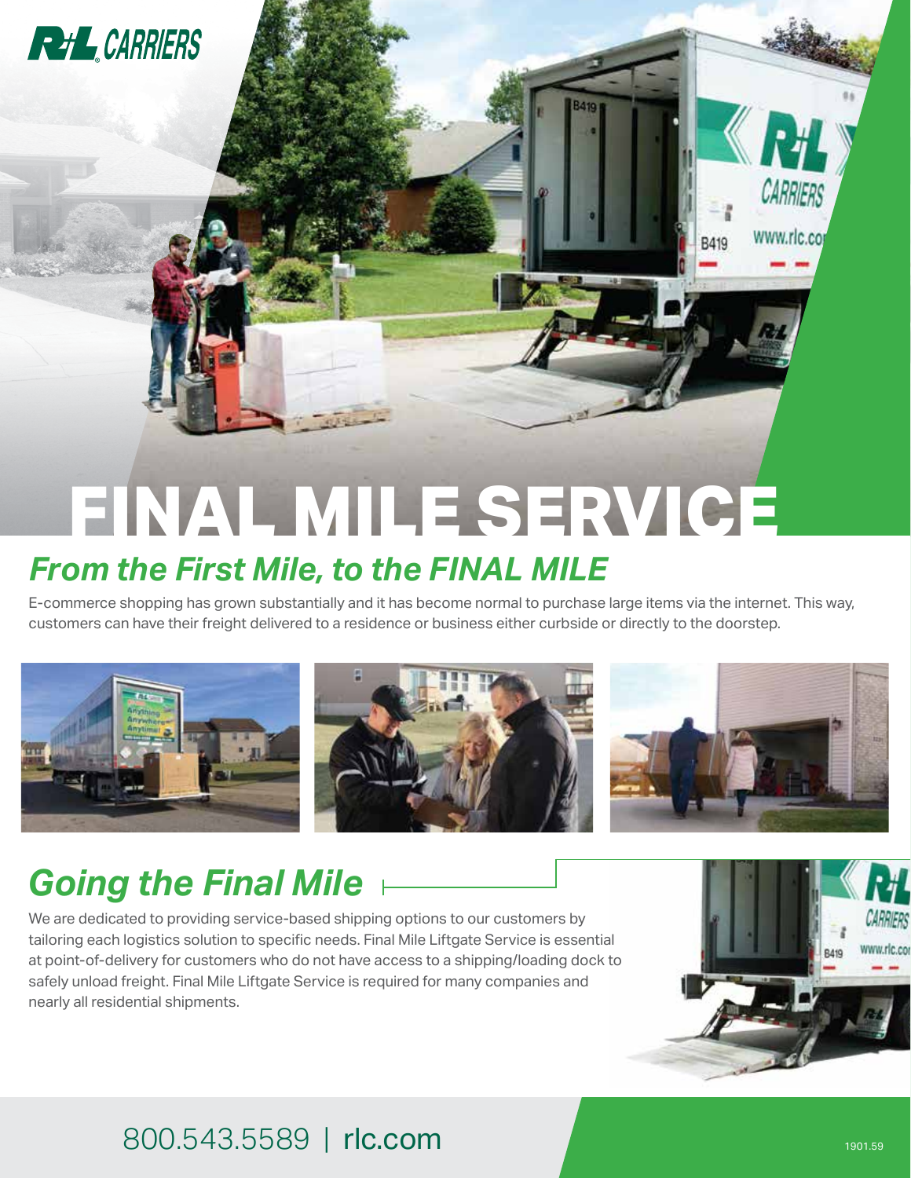R+L CARRIERS

# FINAL MILE SERVICE

## *From the First Mile, to the FINAL MILE*

E-commerce shopping has grown substantially and it has become normal to purchase large items via the internet. This way, customers can have their freight delivered to a residence or business either curbside or directly to the doorstep.

## *Going the Final Mile*

We are dedicated to providing service-based shipping options to our customers by tailoring each logistics solution to specific needs. Final Mile Liftgate Service is essential at point-of-delivery for customers who do not have access to a shipping/loading dock to safely unload freight. Final Mile Liftgate Service is required for many companies and nearly all residential shipments.

800.543.5589 | rlc.com

1901.59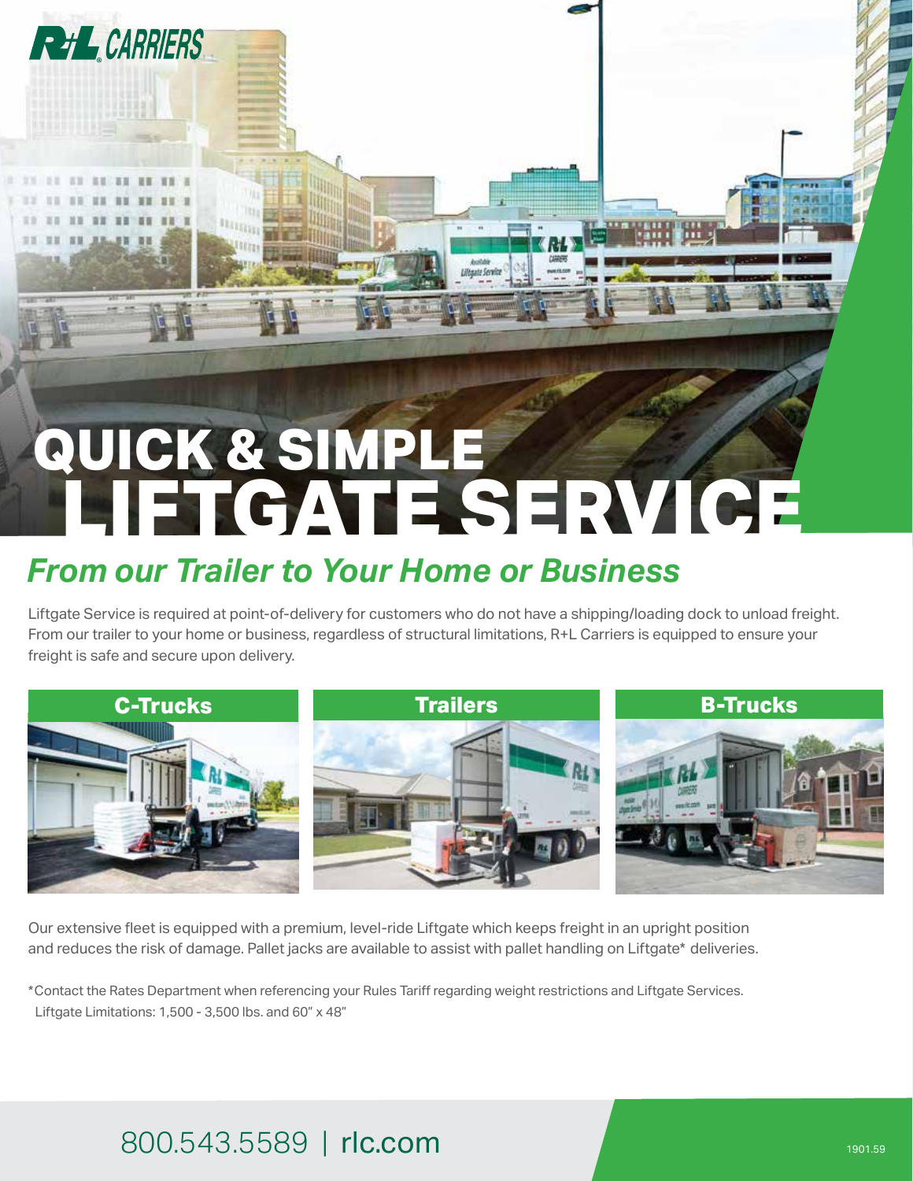R+L CARRIERS

# QUICK & SIMPLE LIFTGATE SERVICE

## *From our Trailer to Your Home or Business*

Liftgate Service is required at point-of-delivery for customers who do not have a shipping/loading dock to unload freight. From our trailer to your home or business, regardless of structural limitations, R+L Carriers is equipped to ensure your freight is safe and secure upon delivery.

**C-Trucks**

**Trailers**

**B-Trucks**

Our extensive fleet is equipped with a premium, level-ride Liftgate which keeps freight in an upright position and reduces the risk of damage. Pallet jacks are available to assist with pallet handling on Liftgate* deliveries.

*Contact the Rates Department when referencing your Rules Tariff regarding weight restrictions and Liftgate Services.
Liftgate Limitations: 1,500 - 3,500 lbs. and 60" x 48"

800.543.5589 | rlc.com

1901.59